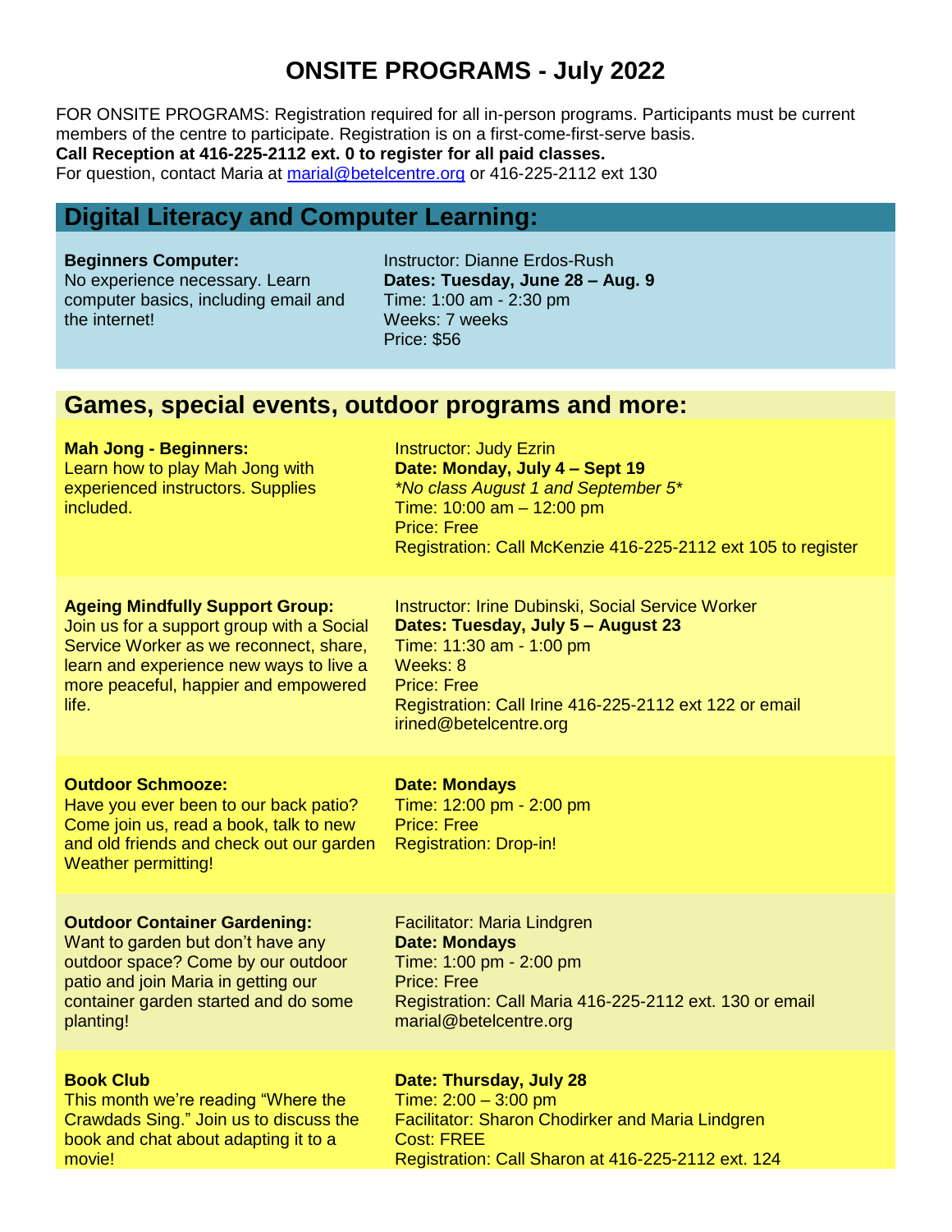# ONSITE PROGRAMS - July 2022

FOR ONSITE PROGRAMS: Registration required for all in-person programs. Participants must be current members of the centre to participate. Registration is on a first-come-first-serve basis.
**Call Reception at 416-225-2112 ext. 0 to register for all paid classes.**
For question, contact Maria at marial@betelcentre.org or 416-225-2112 ext 130

## Digital Literacy and Computer Learning:

**Beginners Computer:**
No experience necessary. Learn computer basics, including email and the internet!

Instructor: Dianne Erdos-Rush
**Dates: Tuesday, June 28 – Aug. 9**
Time: 1:00 am - 2:30 pm
Weeks: 7 weeks
Price: $56

## Games, special events, outdoor programs and more:

**Mah Jong - Beginners:**
Learn how to play Mah Jong with experienced instructors. Supplies included.

Instructor: Judy Ezrin
**Date: Monday, July 4 – Sept 19**
*\*No class August 1 and September 5\**
Time: 10:00 am – 12:00 pm
Price: Free
Registration: Call McKenzie 416-225-2112 ext 105 to register

**Ageing Mindfully Support Group:**
Join us for a support group with a Social Service Worker as we reconnect, share, learn and experience new ways to live a more peaceful, happier and empowered life.

Instructor: Irine Dubinski, Social Service Worker
**Dates: Tuesday, July 5 – August 23**
Time: 11:30 am - 1:00 pm
Weeks: 8
Price: Free
Registration: Call Irine 416-225-2112 ext 122 or email irined@betelcentre.org

**Outdoor Schmooze:**
Have you ever been to our back patio? Come join us, read a book, talk to new and old friends and check out our garden Weather permitting!

**Date: Mondays**
Time: 12:00 pm - 2:00 pm
Price: Free
Registration: Drop-in!

**Outdoor Container Gardening:**
Want to garden but don't have any outdoor space? Come by our outdoor patio and join Maria in getting our container garden started and do some planting!

Facilitator: Maria Lindgren
**Date: Mondays**
Time: 1:00 pm - 2:00 pm
Price: Free
Registration: Call Maria 416-225-2112 ext. 130 or email marial@betelcentre.org

**Book Club**
This month we're reading "Where the Crawdads Sing." Join us to discuss the book and chat about adapting it to a movie!

**Date: Thursday, July 28**
Time: 2:00 – 3:00 pm
Facilitator: Sharon Chodirker and Maria Lindgren
Cost: FREE
Registration: Call Sharon at 416-225-2112 ext. 124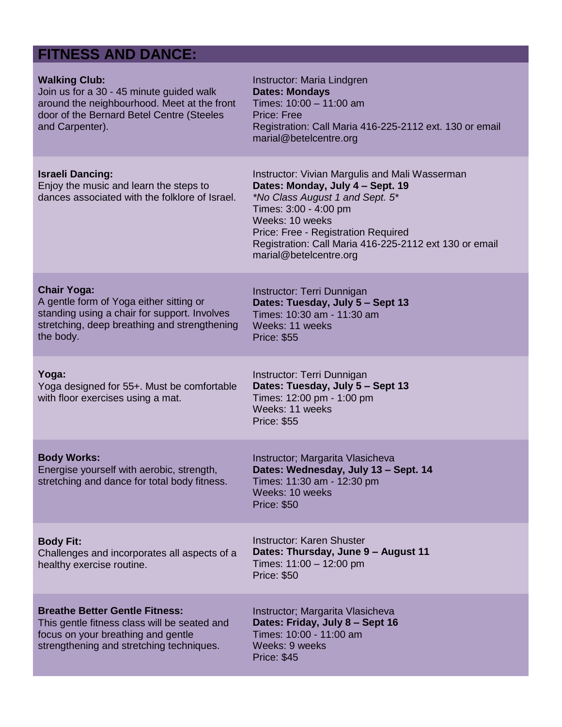## FITNESS AND DANCE:

**Walking Club:**
Join us for a 30 - 45 minute guided walk around the neighbourhood. Meet at the front door of the Bernard Betel Centre (Steeles and Carpenter).

Instructor: Maria Lindgren
**Dates: Mondays**
Times: 10:00 – 11:00 am
Price: Free
Registration: Call Maria 416-225-2112 ext. 130 or email marial@betelcentre.org

**Israeli Dancing:**
Enjoy the music and learn the steps to dances associated with the folklore of Israel.

Instructor: Vivian Margulis and Mali Wasserman
**Dates: Monday, July 4 – Sept. 19**
*\*No Class August 1 and Sept. 5\**
Times: 3:00 - 4:00 pm
Weeks: 10 weeks
Price: Free - Registration Required
Registration: Call Maria 416-225-2112 ext 130 or email marial@betelcentre.org

**Chair Yoga:**
A gentle form of Yoga either sitting or standing using a chair for support. Involves stretching, deep breathing and strengthening the body.

Instructor: Terri Dunnigan
**Dates: Tuesday, July 5 – Sept 13**
Times: 10:30 am - 11:30 am
Weeks: 11 weeks
Price: $55

**Yoga:**
Yoga designed for 55+. Must be comfortable with floor exercises using a mat.

Instructor: Terri Dunnigan
**Dates: Tuesday, July 5 – Sept 13**
Times: 12:00 pm - 1:00 pm
Weeks: 11 weeks
Price: $55

**Body Works:**
Energise yourself with aerobic, strength, stretching and dance for total body fitness.

Instructor; Margarita Vlasicheva
**Dates: Wednesday, July 13 – Sept. 14**
Times: 11:30 am - 12:30 pm
Weeks: 10 weeks
Price: $50

**Body Fit:**
Challenges and incorporates all aspects of a healthy exercise routine.

Instructor: Karen Shuster
**Dates: Thursday, June 9 – August 11**
Times: 11:00 – 12:00 pm
Price: $50

**Breathe Better Gentle Fitness:**
This gentle fitness class will be seated and focus on your breathing and gentle strengthening and stretching techniques.

Instructor; Margarita Vlasicheva
**Dates: Friday, July 8 – Sept 16**
Times: 10:00 - 11:00 am
Weeks: 9 weeks
Price: $45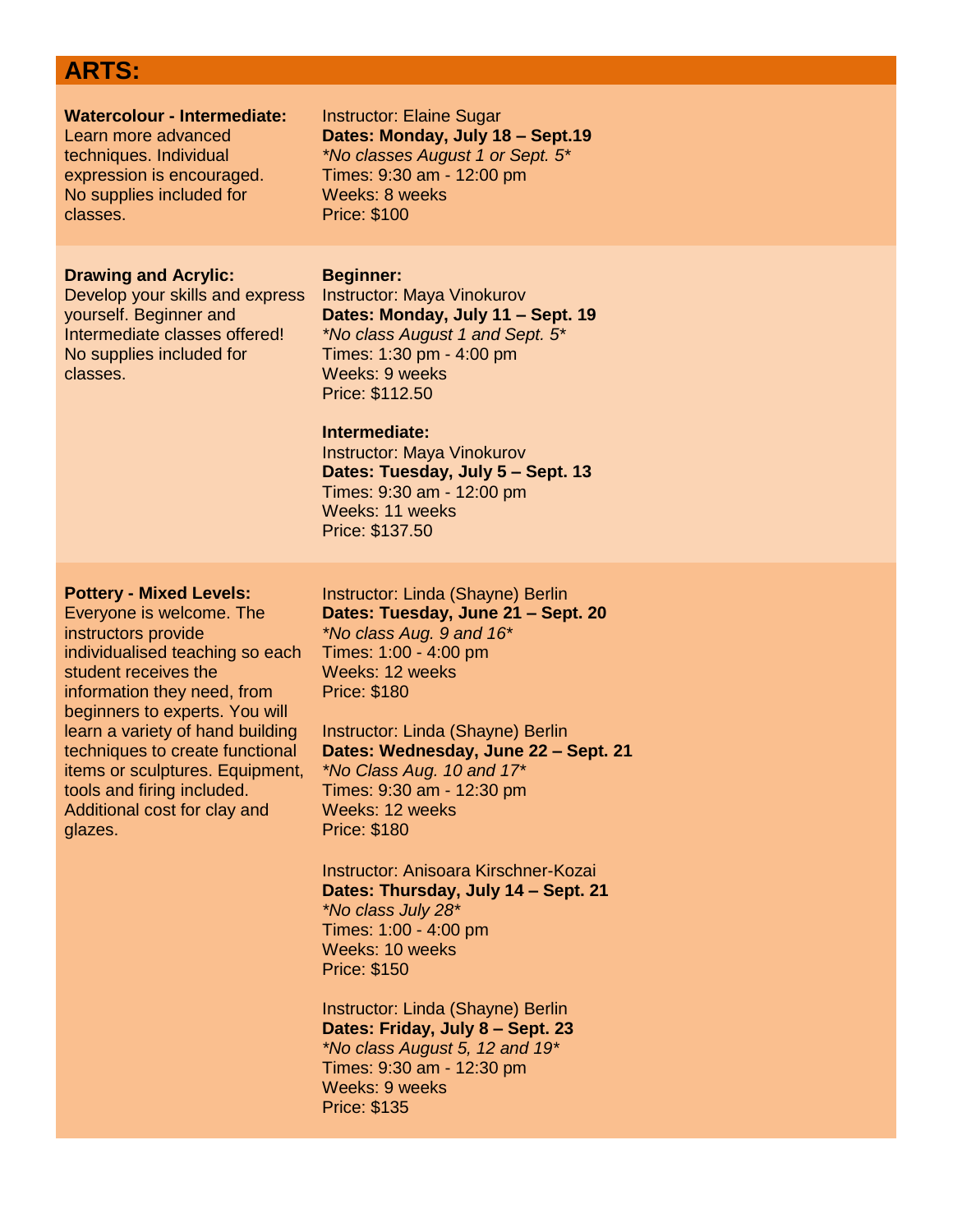## ARTS:

**Watercolour - Intermediate:**
Learn more advanced techniques. Individual expression is encouraged. No supplies included for classes.

Instructor: Elaine Sugar
**Dates: Monday, July 18 – Sept.19**
*\*No classes August 1 or Sept. 5\**
Times: 9:30 am - 12:00 pm
Weeks: 8 weeks
Price: $100

**Drawing and Acrylic:**
Develop your skills and express yourself. Beginner and Intermediate classes offered! No supplies included for classes.

**Beginner:**
Instructor: Maya Vinokurov
**Dates: Monday, July 11 – Sept. 19**
*\*No class August 1 and Sept. 5\**
Times: 1:30 pm - 4:00 pm
Weeks: 9 weeks
Price: $112.50

**Intermediate:**
Instructor: Maya Vinokurov
**Dates: Tuesday, July 5 – Sept. 13**
Times: 9:30 am - 12:00 pm
Weeks: 11 weeks
Price: $137.50

**Pottery - Mixed Levels:**
Everyone is welcome. The instructors provide individualised teaching so each student receives the information they need, from beginners to experts. You will learn a variety of hand building techniques to create functional items or sculptures. Equipment, tools and firing included. Additional cost for clay and glazes.

Instructor: Linda (Shayne) Berlin
**Dates: Tuesday, June 21 – Sept. 20**
*\*No class Aug. 9 and 16\**
Times: 1:00 - 4:00 pm
Weeks: 12 weeks
Price: $180

Instructor: Linda (Shayne) Berlin
**Dates: Wednesday, June 22 – Sept. 21**
*\*No Class Aug. 10 and 17\**
Times: 9:30 am - 12:30 pm
Weeks: 12 weeks
Price: $180

Instructor: Anisoara Kirschner-Kozai
**Dates: Thursday, July 14 – Sept. 21**
*\*No class July 28\**
Times: 1:00 - 4:00 pm
Weeks: 10 weeks
Price: $150

Instructor: Linda (Shayne) Berlin
**Dates: Friday, July 8 – Sept. 23**
*\*No class August 5, 12 and 19\**
Times: 9:30 am - 12:30 pm
Weeks: 9 weeks
Price: $135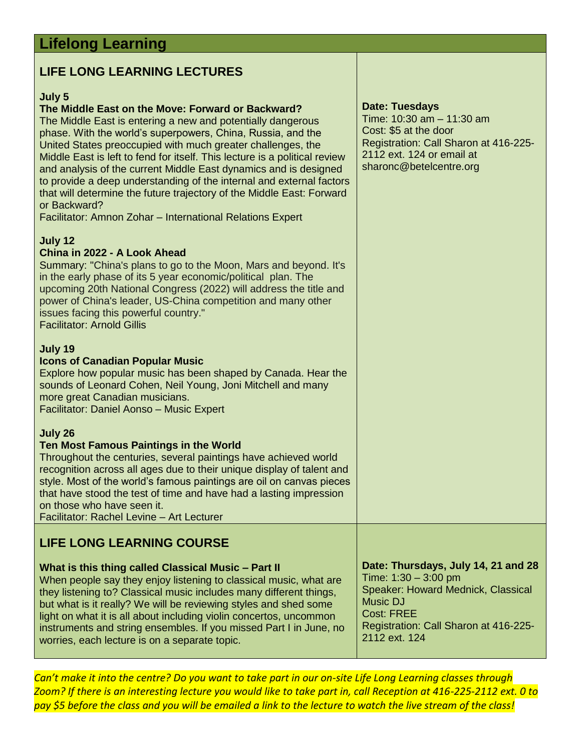# Lifelong Learning

## LIFE LONG LEARNING LECTURES

**Date: Tuesdays**
Time: 10:30 am – 11:30 am
Cost: $5 at the door
Registration: Call Sharon at 416-225-2112 ext. 124 or email at sharonc@betelcentre.org

**July 5**
**The Middle East on the Move: Forward or Backward?**
The Middle East is entering a new and potentially dangerous phase. With the world's superpowers, China, Russia, and the United States preoccupied with much greater challenges, the Middle East is left to fend for itself. This lecture is a political review and analysis of the current Middle East dynamics and is designed to provide a deep understanding of the internal and external factors that will determine the future trajectory of the Middle East: Forward or Backward?
Facilitator: Amnon Zohar – International Relations Expert

**July 12**
**China in 2022 - A Look Ahead**
Summary: "China's plans to go to the Moon, Mars and beyond. It's in the early phase of its 5 year economic/political plan. The upcoming 20th National Congress (2022) will address the title and power of China's leader, US-China competition and many other issues facing this powerful country."
Facilitator: Arnold Gillis

**July 19**
**Icons of Canadian Popular Music**
Explore how popular music has been shaped by Canada. Hear the sounds of Leonard Cohen, Neil Young, Joni Mitchell and many more great Canadian musicians.
Facilitator: Daniel Aonso – Music Expert

**July 26**
**Ten Most Famous Paintings in the World**
Throughout the centuries, several paintings have achieved world recognition across all ages due to their unique display of talent and style. Most of the world's famous paintings are oil on canvas pieces that have stood the test of time and have had a lasting impression on those who have seen it.
Facilitator: Rachel Levine – Art Lecturer

## LIFE LONG LEARNING COURSE

**What is this thing called Classical Music – Part II**
When people say they enjoy listening to classical music, what are they listening to? Classical music includes many different things, but what is it really? We will be reviewing styles and shed some light on what it is all about including violin concertos, uncommon instruments and string ensembles. If you missed Part I in June, no worries, each lecture is on a separate topic.

**Date: Thursdays, July 14, 21 and 28**
Time: 1:30 – 3:00 pm
Speaker: Howard Mednick, Classical Music DJ
Cost: FREE
Registration: Call Sharon at 416-225-2112 ext. 124

*Can't make it into the centre? Do you want to take part in our on-site Life Long Learning classes through Zoom? If there is an interesting lecture you would like to take part in, call Reception at 416-225-2112 ext. 0 to pay $5 before the class and you will be emailed a link to the lecture to watch the live stream of the class!*